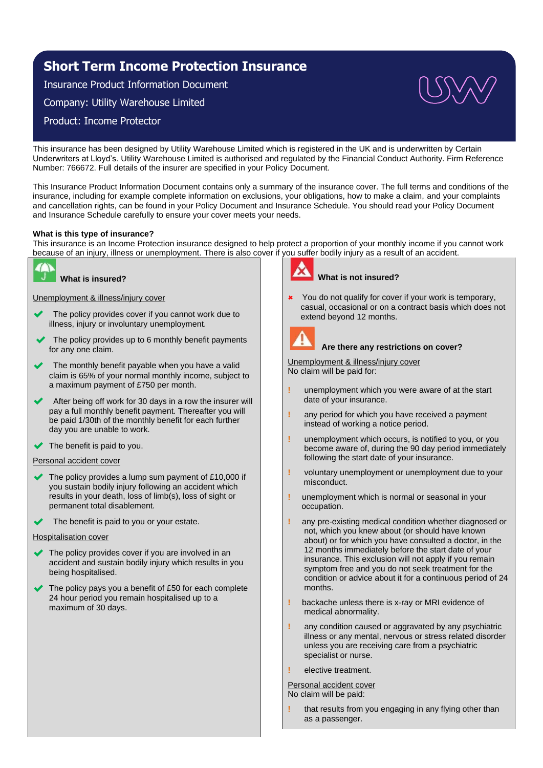# Short Term Income Protection Insurance

Insurance Product Information Document

Company: Utility Warehouse Limited

Product: Income Protector

This insurance has been designed by Utility Warehouse Limited which is registered in the UK and is underwritten by Certain Underwriters at Lloyd's. Utility Warehouse Limited is authorised and regulated by the Financial Conduct Authority. Firm Reference Number: 766672. Full details of the insurer are specified in your Policy Document.

This Insurance Product Information Document contains only a summary of the insurance cover. The full terms and conditions of the insurance, including for example complete information on exclusions, your obligations, how to make a claim, and your complaints and cancellation rights, can be found in your Policy Document and Insurance Schedule. You should read your Policy Document and Insurance Schedule carefully to ensure your cover meets your needs.

**What is this type of insurance?**

This insurance is an Income Protection insurance designed to help protect a proportion of your monthly income if you cannot work because of an injury, illness or unemployment. There is also cover if you suffer bodily injury as a result of an accident.

### What is insured?

Unemployment & illness/injury cover

- ✔ The policy provides cover if you cannot work due to illness, injury or involuntary unemployment.
- ✔ The policy provides up to 6 monthly benefit payments for any one claim.
- ✔ The monthly benefit payable when you have a valid claim is 65% of your normal monthly income, subject to a maximum payment of £750 per month.
- ✔ After being off work for 30 days in a row the insurer will pay a full monthly benefit payment. Thereafter you will be paid 1/30th of the monthly benefit for each further day you are unable to work.
- ✔ The benefit is paid to you.

Personal accident cover

- ✔ The policy provides a lump sum payment of £10,000 if you sustain bodily injury following an accident which results in your death, loss of limb(s), loss of sight or permanent total disablement.
- ✔ The benefit is paid to you or your estate.

Hospitalisation cover

- ✔ The policy provides cover if you are involved in an accident and sustain bodily injury which results in you being hospitalised.
- ✔ The policy pays you a benefit of £50 for each complete 24 hour period you remain hospitalised up to a maximum of 30 days.

### What is not insured?

- ✖ You do not qualify for cover if your work is temporary, casual, occasional or on a contract basis which does not extend beyond 12 months.

### Are there any restrictions on cover?

Unemployment & illness/injury cover

No claim will be paid for:

- ! unemployment which you were aware of at the start date of your insurance.
- ! any period for which you have received a payment instead of working a notice period.
- ! unemployment which occurs, is notified to you, or you become aware of, during the 90 day period immediately following the start date of your insurance.
- ! voluntary unemployment or unemployment due to your misconduct.
- ! unemployment which is normal or seasonal in your occupation.
- ! any pre-existing medical condition whether diagnosed or not, which you knew about (or should have known about) or for which you have consulted a doctor, in the 12 months immediately before the start date of your insurance. This exclusion will not apply if you remain symptom free and you do not seek treatment for the condition or advice about it for a continuous period of 24 months.
- ! backache unless there is x-ray or MRI evidence of medical abnormality.
- ! any condition caused or aggravated by any psychiatric illness or any mental, nervous or stress related disorder unless you are receiving care from a psychiatric specialist or nurse.
- ! elective treatment.

Personal accident cover

No claim will be paid:

- ! that results from you engaging in any flying other than as a passenger.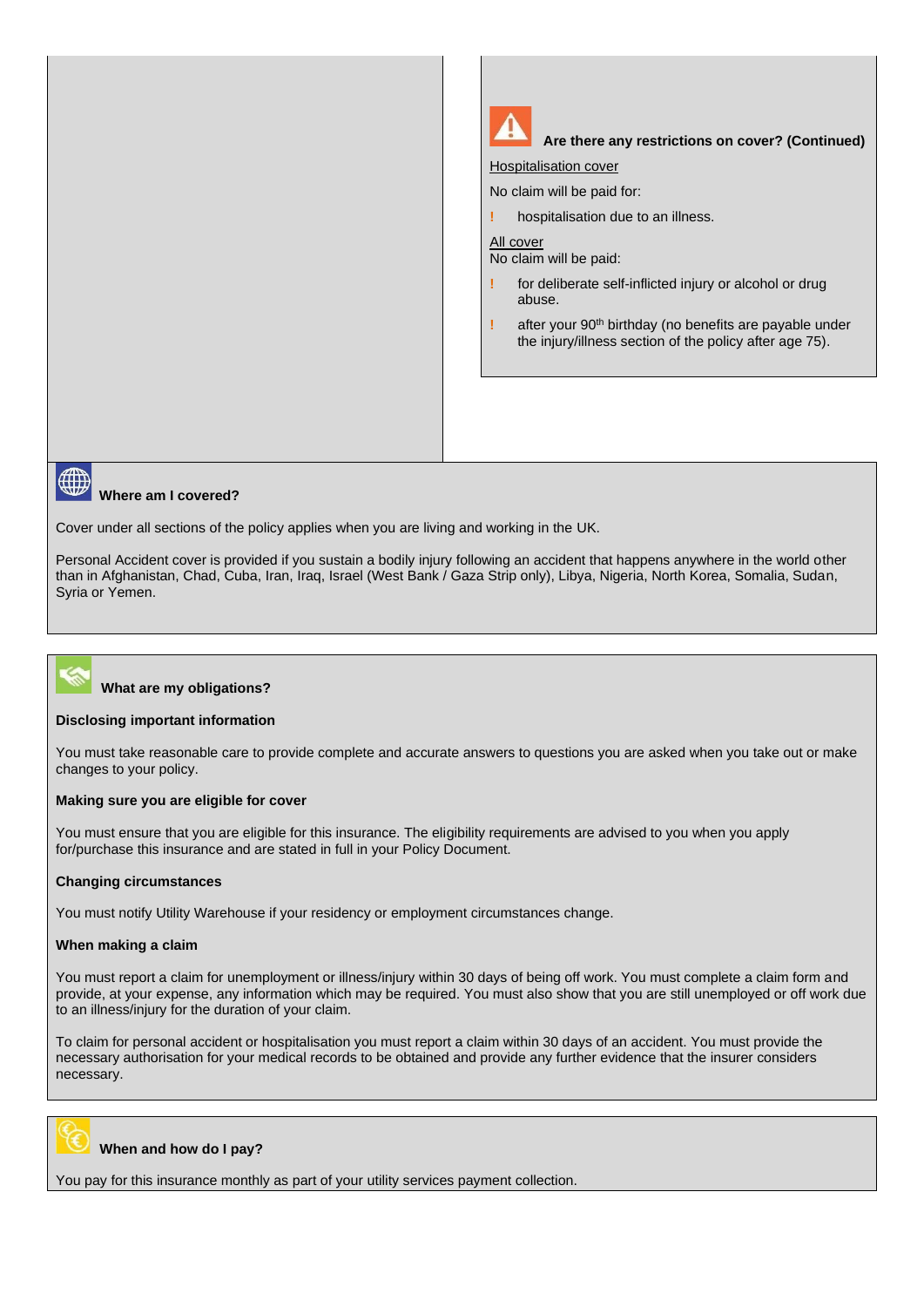## Are there any restrictions on cover? (Continued)

Hospitalisation cover

No claim will be paid for:

- ! hospitalisation due to an illness.

All cover

No claim will be paid:

- ! for deliberate self-inflicted injury or alcohol or drug abuse.
- ! after your 90th birthday (no benefits are payable under the injury/illness section of the policy after age 75).

## Where am I covered?

Cover under all sections of the policy applies when you are living and working in the UK.

Personal Accident cover is provided if you sustain a bodily injury following an accident that happens anywhere in the world other than in Afghanistan, Chad, Cuba, Iran, Iraq, Israel (West Bank / Gaza Strip only), Libya, Nigeria, North Korea, Somalia, Sudan, Syria or Yemen.

## What are my obligations?

**Disclosing important information**

You must take reasonable care to provide complete and accurate answers to questions you are asked when you take out or make changes to your policy.

**Making sure you are eligible for cover**

You must ensure that you are eligible for this insurance. The eligibility requirements are advised to you when you apply for/purchase this insurance and are stated in full in your Policy Document.

**Changing circumstances**

You must notify Utility Warehouse if your residency or employment circumstances change.

**When making a claim**

You must report a claim for unemployment or illness/injury within 30 days of being off work. You must complete a claim form and provide, at your expense, any information which may be required. You must also show that you are still unemployed or off work due to an illness/injury for the duration of your claim.

To claim for personal accident or hospitalisation you must report a claim within 30 days of an accident. You must provide the necessary authorisation for your medical records to be obtained and provide any further evidence that the insurer considers necessary.

## When and how do I pay?

You pay for this insurance monthly as part of your utility services payment collection.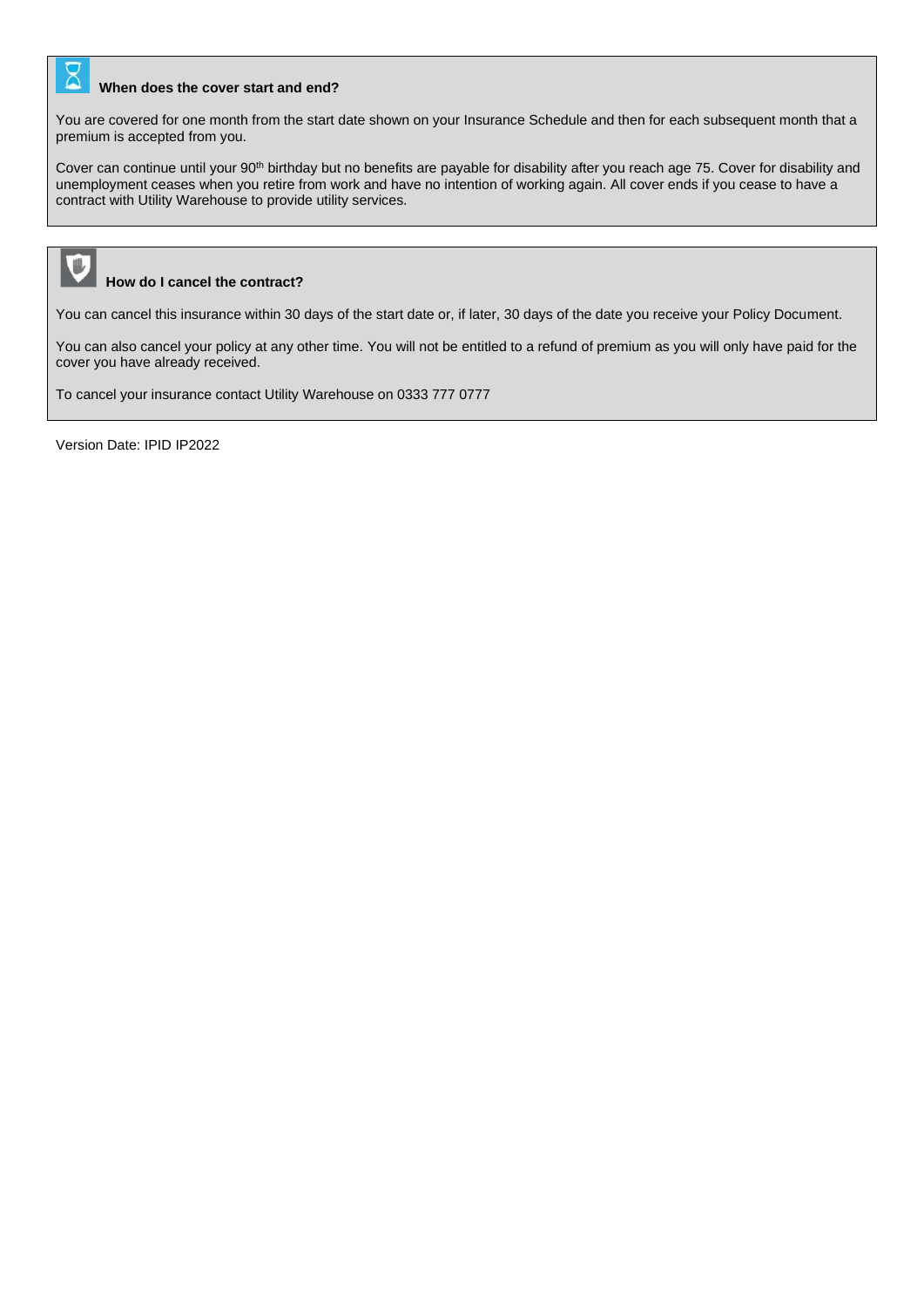### When does the cover start and end?

You are covered for one month from the start date shown on your Insurance Schedule and then for each subsequent month that a premium is accepted from you.

Cover can continue until your 90th birthday but no benefits are payable for disability after you reach age 75. Cover for disability and unemployment ceases when you retire from work and have no intention of working again. All cover ends if you cease to have a contract with Utility Warehouse to provide utility services.

### How do I cancel the contract?

You can cancel this insurance within 30 days of the start date or, if later, 30 days of the date you receive your Policy Document.

You can also cancel your policy at any other time. You will not be entitled to a refund of premium as you will only have paid for the cover you have already received.

To cancel your insurance contact Utility Warehouse on 0333 777 0777

Version Date: IPID IP2022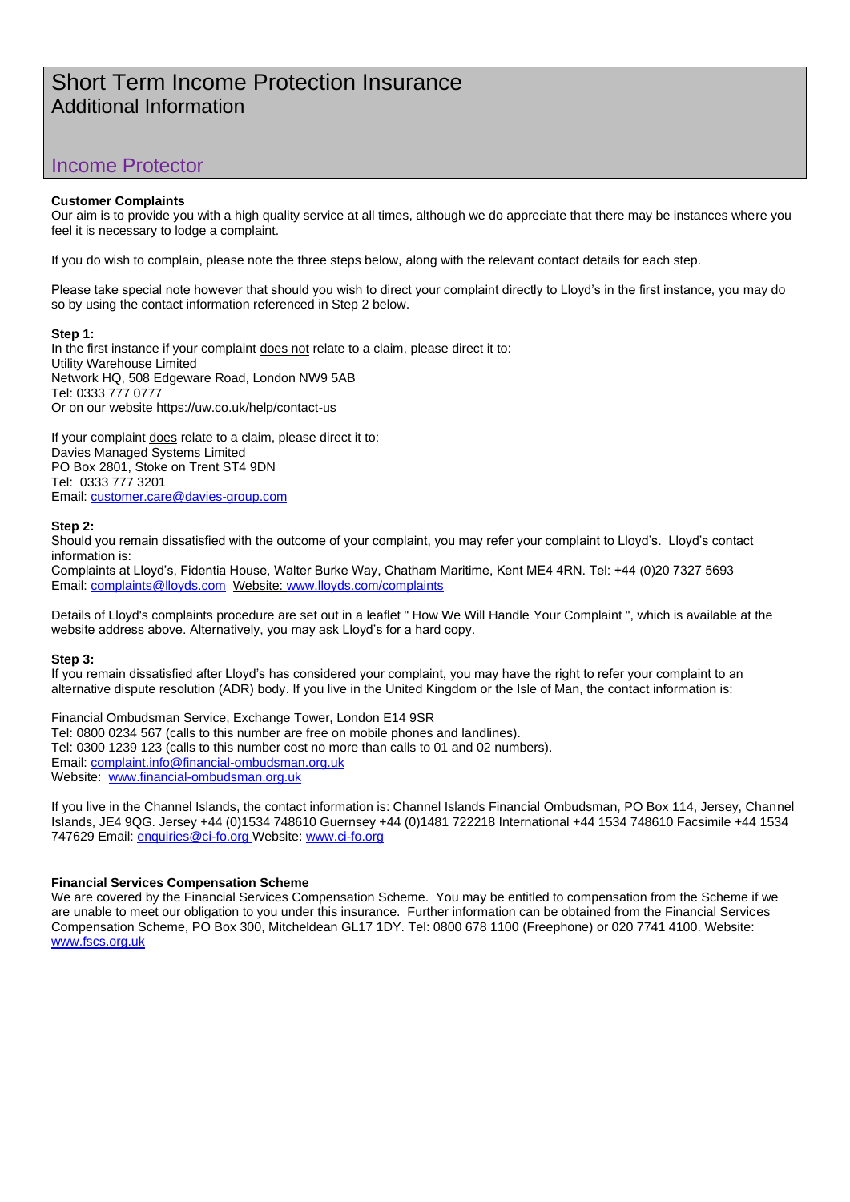# Short Term Income Protection Insurance

## Additional Information

## Income Protector

**Customer Complaints**

Our aim is to provide you with a high quality service at all times, although we do appreciate that there may be instances where you feel it is necessary to lodge a complaint.

If you do wish to complain, please note the three steps below, along with the relevant contact details for each step.

Please take special note however that should you wish to direct your complaint directly to Lloyd's in the first instance, you may do so by using the contact information referenced in Step 2 below.

**Step 1:**

In the first instance if your complaint does not relate to a claim, please direct it to:
Utility Warehouse Limited
Network HQ, 508 Edgeware Road, London NW9 5AB
Tel: 0333 777 0777
Or on our website https://uw.co.uk/help/contact-us

If your complaint does relate to a claim, please direct it to:
Davies Managed Systems Limited
PO Box 2801, Stoke on Trent ST4 9DN
Tel: 0333 777 3201
Email: customer.care@davies-group.com

**Step 2:**

Should you remain dissatisfied with the outcome of your complaint, you may refer your complaint to Lloyd's. Lloyd's contact information is:
Complaints at Lloyd's, Fidentia House, Walter Burke Way, Chatham Maritime, Kent ME4 4RN. Tel: +44 (0)20 7327 5693
Email: complaints@lloyds.com Website: www.lloyds.com/complaints

Details of Lloyd's complaints procedure are set out in a leaflet " How We Will Handle Your Complaint ", which is available at the website address above. Alternatively, you may ask Lloyd's for a hard copy.

**Step 3:**

If you remain dissatisfied after Lloyd's has considered your complaint, you may have the right to refer your complaint to an alternative dispute resolution (ADR) body. If you live in the United Kingdom or the Isle of Man, the contact information is:

Financial Ombudsman Service, Exchange Tower, London E14 9SR
Tel: 0800 0234 567 (calls to this number are free on mobile phones and landlines).
Tel: 0300 1239 123 (calls to this number cost no more than calls to 01 and 02 numbers).
Email: complaint.info@financial-ombudsman.org.uk
Website: www.financial-ombudsman.org.uk

If you live in the Channel Islands, the contact information is: Channel Islands Financial Ombudsman, PO Box 114, Jersey, Channel Islands, JE4 9QG. Jersey +44 (0)1534 748610 Guernsey +44 (0)1481 722218 International +44 1534 748610 Facsimile +44 1534 747629 Email: enquiries@ci-fo.org Website: www.ci-fo.org

**Financial Services Compensation Scheme**

We are covered by the Financial Services Compensation Scheme. You may be entitled to compensation from the Scheme if we are unable to meet our obligation to you under this insurance. Further information can be obtained from the Financial Services Compensation Scheme, PO Box 300, Mitcheldean GL17 1DY. Tel: 0800 678 1100 (Freephone) or 020 7741 4100. Website: www.fscs.org.uk